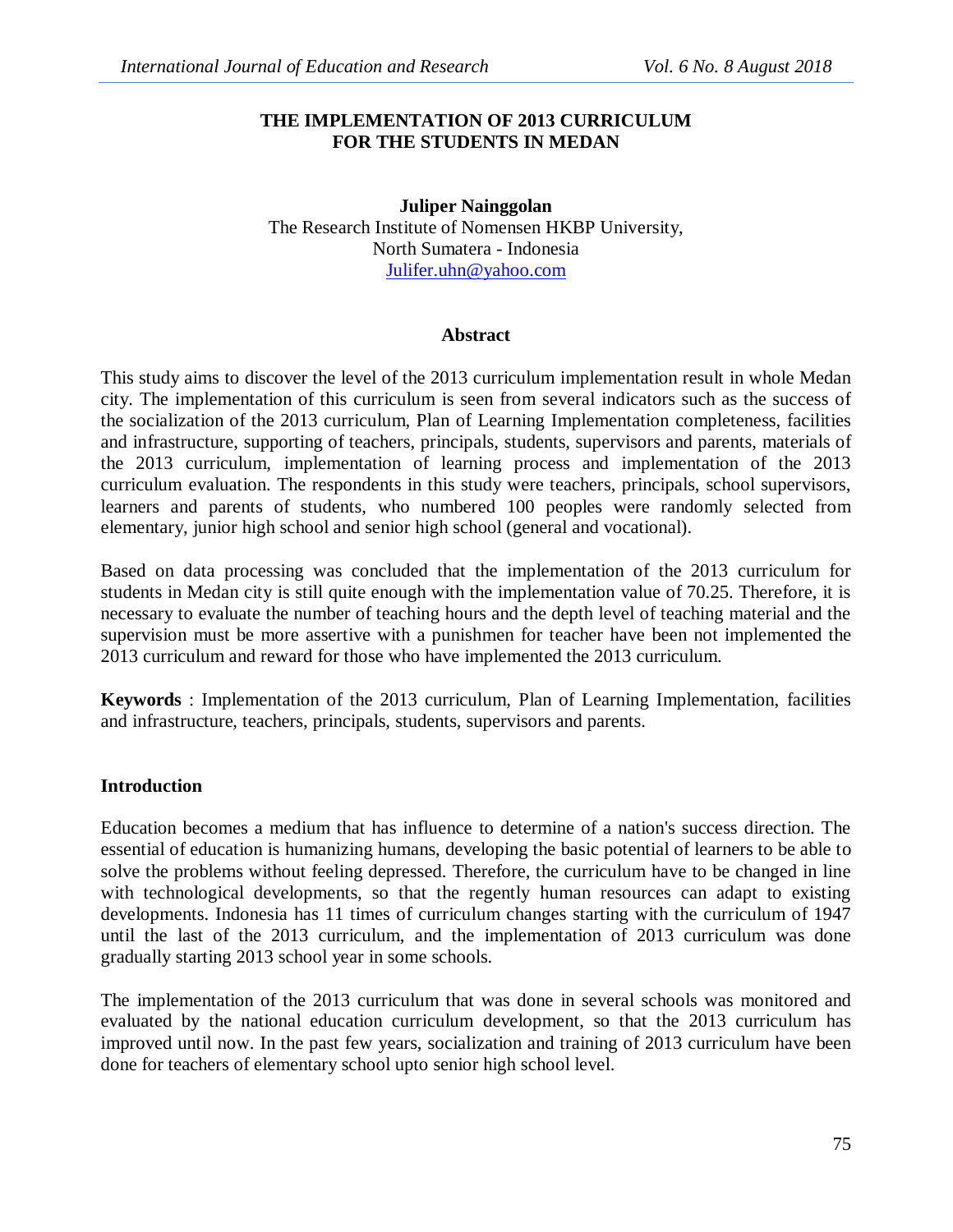# THE IMPLEMENTATION OF 2013 CURRICULUM FOR THE STUDENTS IN MEDAN

**Juliper Nainggolan**
The Research Institute of Nomensen HKBP University,
North Sumatera - Indonesia
Julifer.uhn@yahoo.com

## Abstract

This study aims to discover the level of the 2013 curriculum implementation result in whole Medan city. The implementation of this curriculum is seen from several indicators such as the success of the socialization of the 2013 curriculum, Plan of Learning Implementation completeness, facilities and infrastructure, supporting of teachers, principals, students, supervisors and parents, materials of the 2013 curriculum, implementation of learning process and implementation of the 2013 curriculum evaluation. The respondents in this study were teachers, principals, school supervisors, learners and parents of students, who numbered 100 peoples were randomly selected from elementary, junior high school and senior high school (general and vocational).

Based on data processing was concluded that the implementation of the 2013 curriculum for students in Medan city is still quite enough with the implementation value of 70.25. Therefore, it is necessary to evaluate the number of teaching hours and the depth level of teaching material and the supervision must be more assertive with a punishmen for teacher have been not implemented the 2013 curriculum and reward for those who have implemented the 2013 curriculum.

**Keywords** : Implementation of the 2013 curriculum, Plan of Learning Implementation, facilities and infrastructure, teachers, principals, students, supervisors and parents.

## Introduction

Education becomes a medium that has influence to determine of a nation's success direction. The essential of education is humanizing humans, developing the basic potential of learners to be able to solve the problems without feeling depressed. Therefore, the curriculum have to be changed in line with technological developments, so that the regently human resources can adapt to existing developments. Indonesia has 11 times of curriculum changes starting with the curriculum of 1947 until the last of the 2013 curriculum, and the implementation of 2013 curriculum was done gradually starting 2013 school year in some schools.

The implementation of the 2013 curriculum that was done in several schools was monitored and evaluated by the national education curriculum development, so that the 2013 curriculum has improved until now. In the past few years, socialization and training of 2013 curriculum have been done for teachers of elementary school upto senior high school level.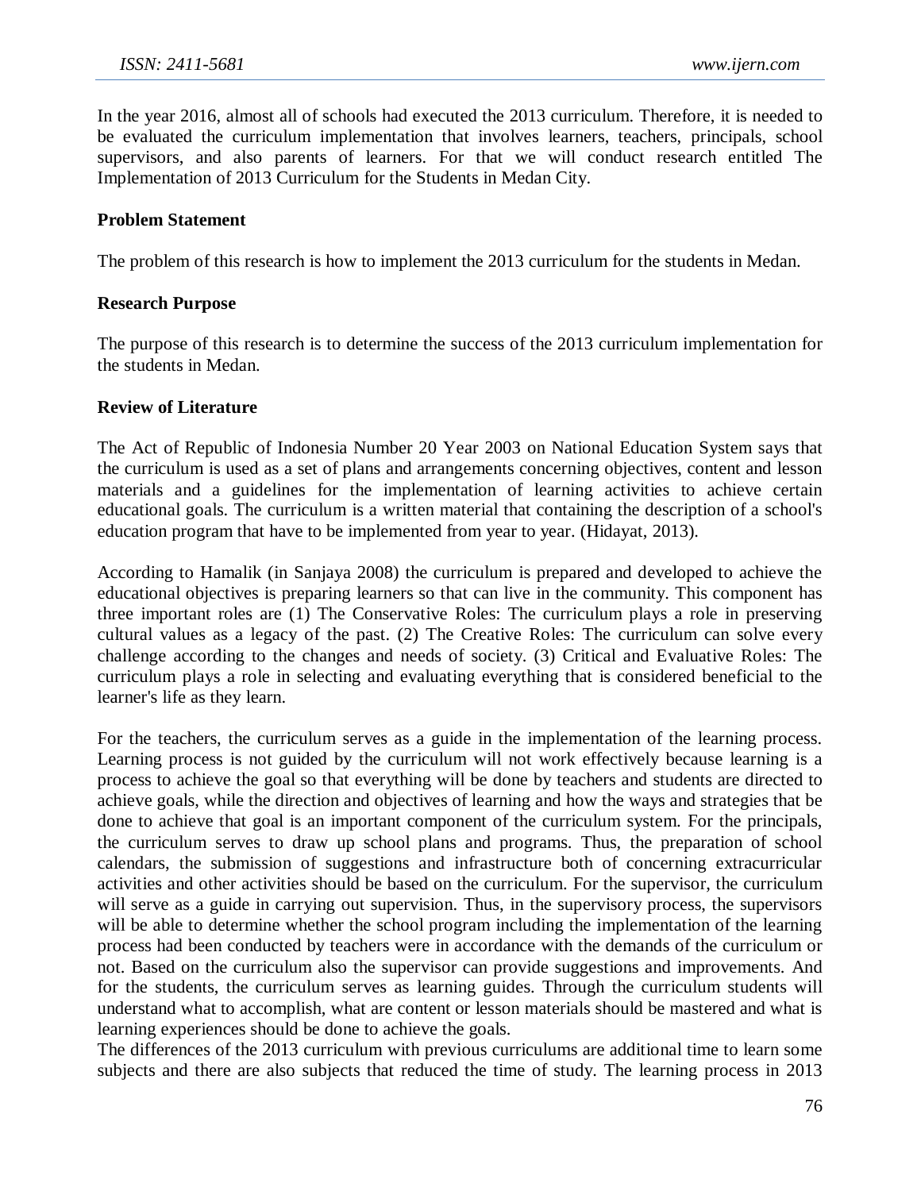In the year 2016, almost all of schools had executed the 2013 curriculum. Therefore, it is needed to be evaluated the curriculum implementation that involves learners, teachers, principals, school supervisors, and also parents of learners. For that we will conduct research entitled The Implementation of 2013 Curriculum for the Students in Medan City.

**Problem Statement**

The problem of this research is how to implement the 2013 curriculum for the students in Medan.

**Research Purpose**

The purpose of this research is to determine the success of the 2013 curriculum implementation for the students in Medan.

**Review of Literature**

The Act of Republic of Indonesia Number 20 Year 2003 on National Education System says that the curriculum is used as a set of plans and arrangements concerning objectives, content and lesson materials and a guidelines for the implementation of learning activities to achieve certain educational goals. The curriculum is a written material that containing the description of a school's education program that have to be implemented from year to year. (Hidayat, 2013).

According to Hamalik (in Sanjaya 2008) the curriculum is prepared and developed to achieve the educational objectives is preparing learners so that can live in the community. This component has three important roles are (1) The Conservative Roles: The curriculum plays a role in preserving cultural values as a legacy of the past. (2) The Creative Roles: The curriculum can solve every challenge according to the changes and needs of society. (3) Critical and Evaluative Roles: The curriculum plays a role in selecting and evaluating everything that is considered beneficial to the learner's life as they learn.

For the teachers, the curriculum serves as a guide in the implementation of the learning process. Learning process is not guided by the curriculum will not work effectively because learning is a process to achieve the goal so that everything will be done by teachers and students are directed to achieve goals, while the direction and objectives of learning and how the ways and strategies that be done to achieve that goal is an important component of the curriculum system. For the principals, the curriculum serves to draw up school plans and programs. Thus, the preparation of school calendars, the submission of suggestions and infrastructure both of concerning extracurricular activities and other activities should be based on the curriculum. For the supervisor, the curriculum will serve as a guide in carrying out supervision. Thus, in the supervisory process, the supervisors will be able to determine whether the school program including the implementation of the learning process had been conducted by teachers were in accordance with the demands of the curriculum or not. Based on the curriculum also the supervisor can provide suggestions and improvements. And for the students, the curriculum serves as learning guides. Through the curriculum students will understand what to accomplish, what are content or lesson materials should be mastered and what is learning experiences should be done to achieve the goals.
The differences of the 2013 curriculum with previous curriculums are additional time to learn some subjects and there are also subjects that reduced the time of study. The learning process in 2013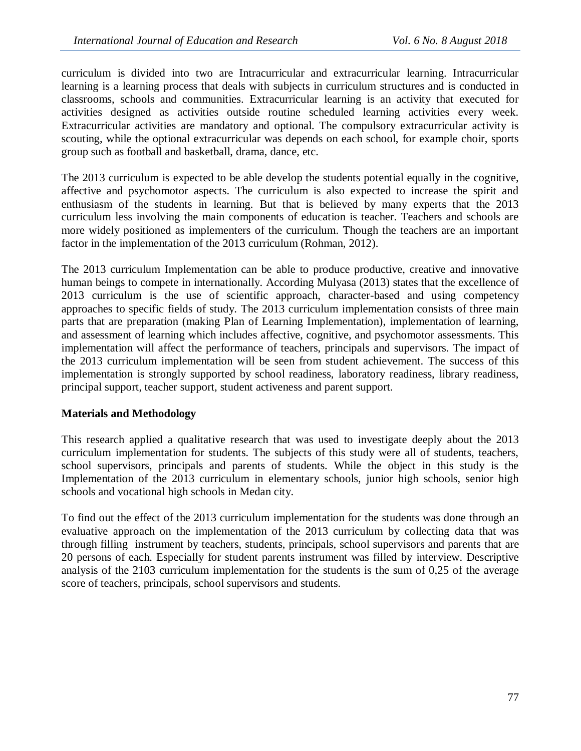curriculum is divided into two are Intracurricular and extracurricular learning. Intracurricular learning is a learning process that deals with subjects in curriculum structures and is conducted in classrooms, schools and communities. Extracurricular learning is an activity that executed for activities designed as activities outside routine scheduled learning activities every week. Extracurricular activities are mandatory and optional. The compulsory extracurricular activity is scouting, while the optional extracurricular was depends on each school, for example choir, sports group such as football and basketball, drama, dance, etc.

The 2013 curriculum is expected to be able develop the students potential equally in the cognitive, affective and psychomotor aspects. The curriculum is also expected to increase the spirit and enthusiasm of the students in learning. But that is believed by many experts that the 2013 curriculum less involving the main components of education is teacher. Teachers and schools are more widely positioned as implementers of the curriculum. Though the teachers are an important factor in the implementation of the 2013 curriculum (Rohman, 2012).

The 2013 curriculum Implementation can be able to produce productive, creative and innovative human beings to compete in internationally. According Mulyasa (2013) states that the excellence of 2013 curriculum is the use of scientific approach, character-based and using competency approaches to specific fields of study. The 2013 curriculum implementation consists of three main parts that are preparation (making Plan of Learning Implementation), implementation of learning, and assessment of learning which includes affective, cognitive, and psychomotor assessments. This implementation will affect the performance of teachers, principals and supervisors. The impact of the 2013 curriculum implementation will be seen from student achievement. The success of this implementation is strongly supported by school readiness, laboratory readiness, library readiness, principal support, teacher support, student activeness and parent support.

## Materials and Methodology

This research applied a qualitative research that was used to investigate deeply about the 2013 curriculum implementation for students. The subjects of this study were all of students, teachers, school supervisors, principals and parents of students. While the object in this study is the Implementation of the 2013 curriculum in elementary schools, junior high schools, senior high schools and vocational high schools in Medan city.

To find out the effect of the 2013 curriculum implementation for the students was done through an evaluative approach on the implementation of the 2013 curriculum by collecting data that was through filling instrument by teachers, students, principals, school supervisors and parents that are 20 persons of each. Especially for student parents instrument was filled by interview. Descriptive analysis of the 2103 curriculum implementation for the students is the sum of 0,25 of the average score of teachers, principals, school supervisors and students.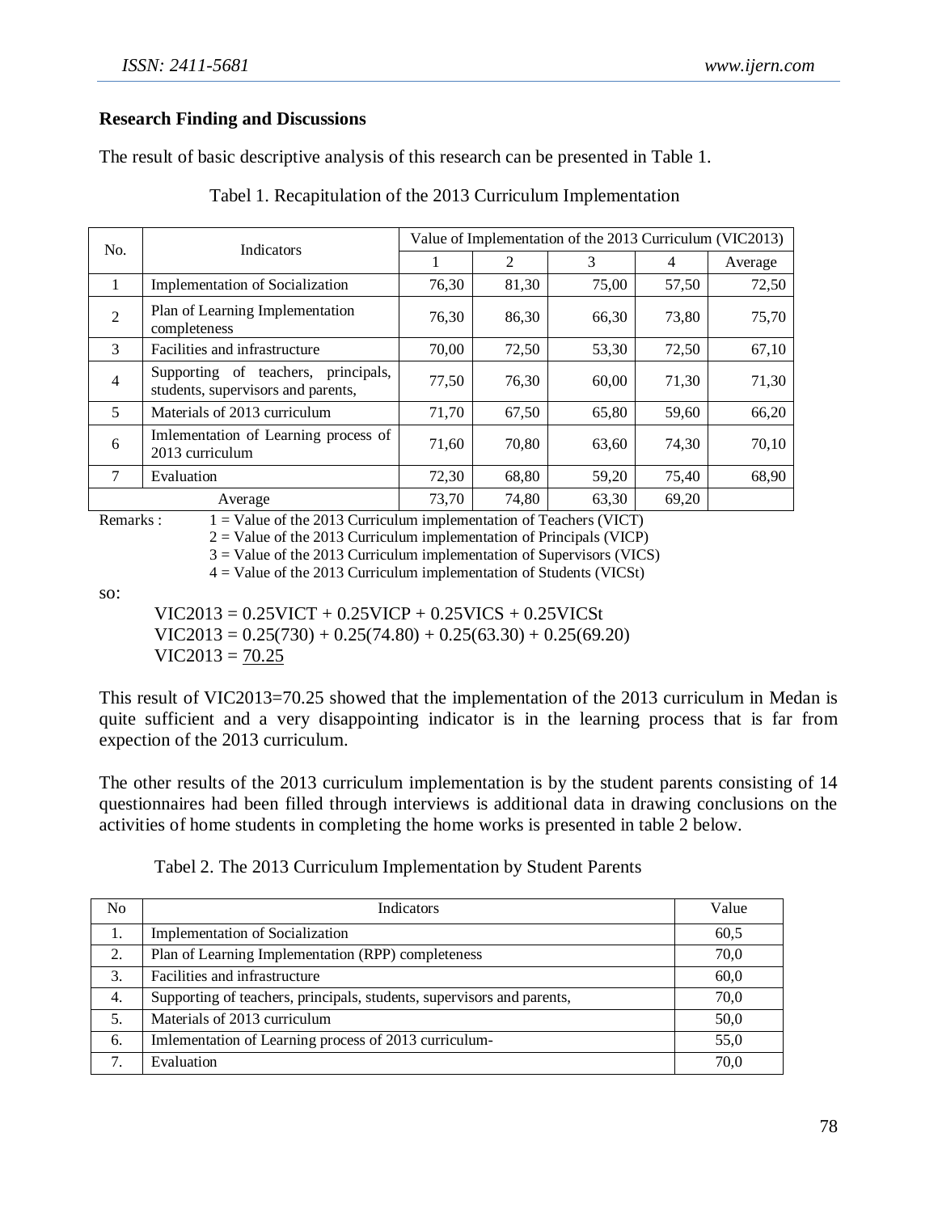## Research Finding and Discussions

The result of basic descriptive analysis of this research can be presented in Table 1.

Tabel 1. Recapitulation of the 2013 Curriculum Implementation

| No. | Indicators | Value of Implementation of the 2013 Curriculum (VIC2013) | | | | |
|---|---|---|---|---|---|---|
| | | 1 | 2 | 3 | 4 | Average |
| 1 | Implementation of Socialization | 76,30 | 81,30 | 75,00 | 57,50 | 72,50 |
| 2 | Plan of Learning Implementation completeness | 76,30 | 86,30 | 66,30 | 73,80 | 75,70 |
| 3 | Facilities and infrastructure | 70,00 | 72,50 | 53,30 | 72,50 | 67,10 |
| 4 | Supporting of teachers, principals, students, supervisors and parents, | 77,50 | 76,30 | 60,00 | 71,30 | 71,30 |
| 5 | Materials of 2013 curriculum | 71,70 | 67,50 | 65,80 | 59,60 | 66,20 |
| 6 | Imlementation of Learning process of 2013 curriculum | 71,60 | 70,80 | 63,60 | 74,30 | 70,10 |
| 7 | Evaluation | 72,30 | 68,80 | 59,20 | 75,40 | 68,90 |
| Average | | 73,70 | 74,80 | 63,30 | 69,20 | |

Remarks : 1 = Value of the 2013 Curriculum implementation of Teachers (VICT)
2 = Value of the 2013 Curriculum implementation of Principals (VICP)
3 = Value of the 2013 Curriculum implementation of Supervisors (VICS)
4 = Value of the 2013 Curriculum implementation of Students (VICSt)

so:

$$VIC2013 = 0.25VICT + 0.25VICP + 0.25VICS + 0.25VICSt$$
$$VIC2013 = 0.25(730) + 0.25(74.80) + 0.25(63.30) + 0.25(69.20)$$
$$VIC2013 = \underline{70.25}$$

This result of VIC2013=70.25 showed that the implementation of the 2013 curriculum in Medan is quite sufficient and a very disappointing indicator is in the learning process that is far from expection of the 2013 curriculum.

The other results of the 2013 curriculum implementation is by the student parents consisting of 14 questionnaires had been filled through interviews is additional data in drawing conclusions on the activities of home students in completing the home works is presented in table 2 below.

Tabel 2. The 2013 Curriculum Implementation by Student Parents

| No | Indicators | Value |
|---|---|---|
| 1. | Implementation of Socialization | 60,5 |
| 2. | Plan of Learning Implementation (RPP) completeness | 70,0 |
| 3. | Facilities and infrastructure | 60,0 |
| 4. | Supporting of teachers, principals, students, supervisors and parents, | 70,0 |
| 5. | Materials of 2013 curriculum | 50,0 |
| 6. | Imlementation of Learning process of 2013 curriculum- | 55,0 |
| 7. | Evaluation | 70,0 |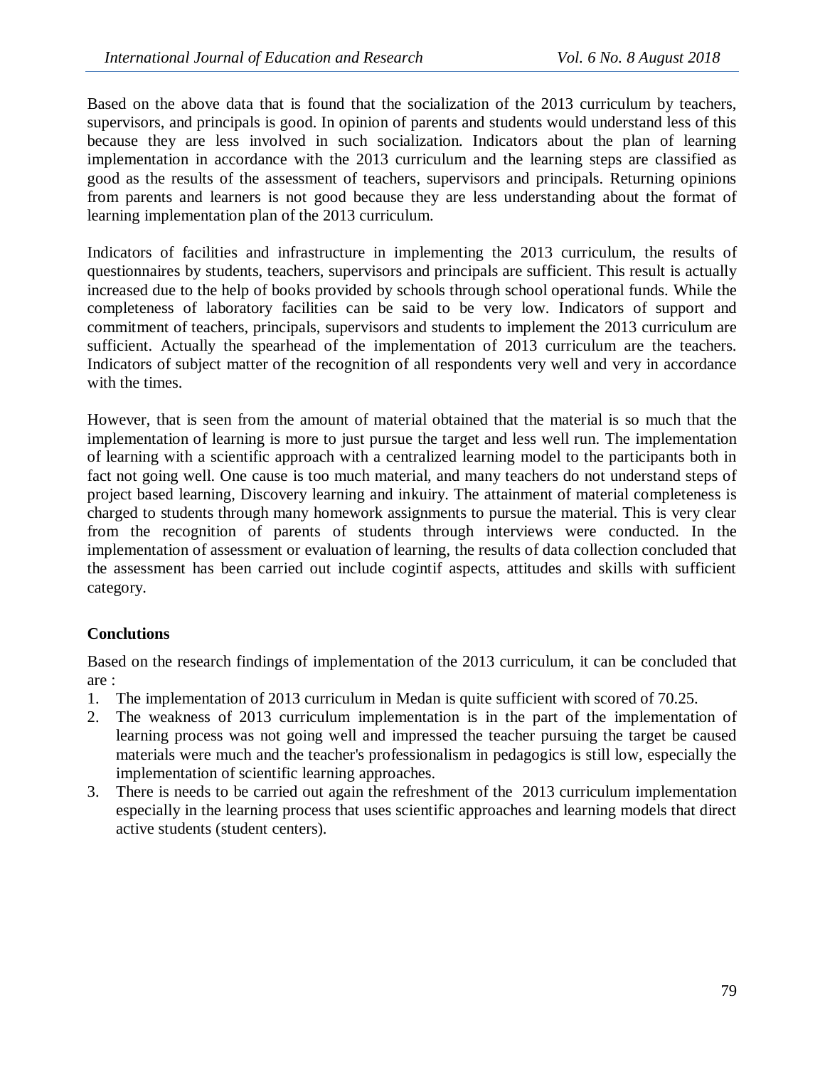Based on the above data that is found that the socialization of the 2013 curriculum by teachers, supervisors, and principals is good. In opinion of parents and students would understand less of this because they are less involved in such socialization. Indicators about the plan of learning implementation in accordance with the 2013 curriculum and the learning steps are classified as good as the results of the assessment of teachers, supervisors and principals. Returning opinions from parents and learners is not good because they are less understanding about the format of learning implementation plan of the 2013 curriculum.

Indicators of facilities and infrastructure in implementing the 2013 curriculum, the results of questionnaires by students, teachers, supervisors and principals are sufficient. This result is actually increased due to the help of books provided by schools through school operational funds. While the completeness of laboratory facilities can be said to be very low. Indicators of support and commitment of teachers, principals, supervisors and students to implement the 2013 curriculum are sufficient. Actually the spearhead of the implementation of 2013 curriculum are the teachers. Indicators of subject matter of the recognition of all respondents very well and very in accordance with the times.

However, that is seen from the amount of material obtained that the material is so much that the implementation of learning is more to just pursue the target and less well run. The implementation of learning with a scientific approach with a centralized learning model to the participants both in fact not going well. One cause is too much material, and many teachers do not understand steps of project based learning, Discovery learning and inkuiry. The attainment of material completeness is charged to students through many homework assignments to pursue the material. This is very clear from the recognition of parents of students through interviews were conducted. In the implementation of assessment or evaluation of learning, the results of data collection concluded that the assessment has been carried out include cogintif aspects, attitudes and skills with sufficient category.

**Conclutions**

Based on the research findings of implementation of the 2013 curriculum, it can be concluded that are :

1. The implementation of 2013 curriculum in Medan is quite sufficient with scored of 70.25.
2. The weakness of 2013 curriculum implementation is in the part of the implementation of learning process was not going well and impressed the teacher pursuing the target be caused materials were much and the teacher's professionalism in pedagogics is still low, especially the implementation of scientific learning approaches.
3. There is needs to be carried out again the refreshment of the 2013 curriculum implementation especially in the learning process that uses scientific approaches and learning models that direct active students (student centers).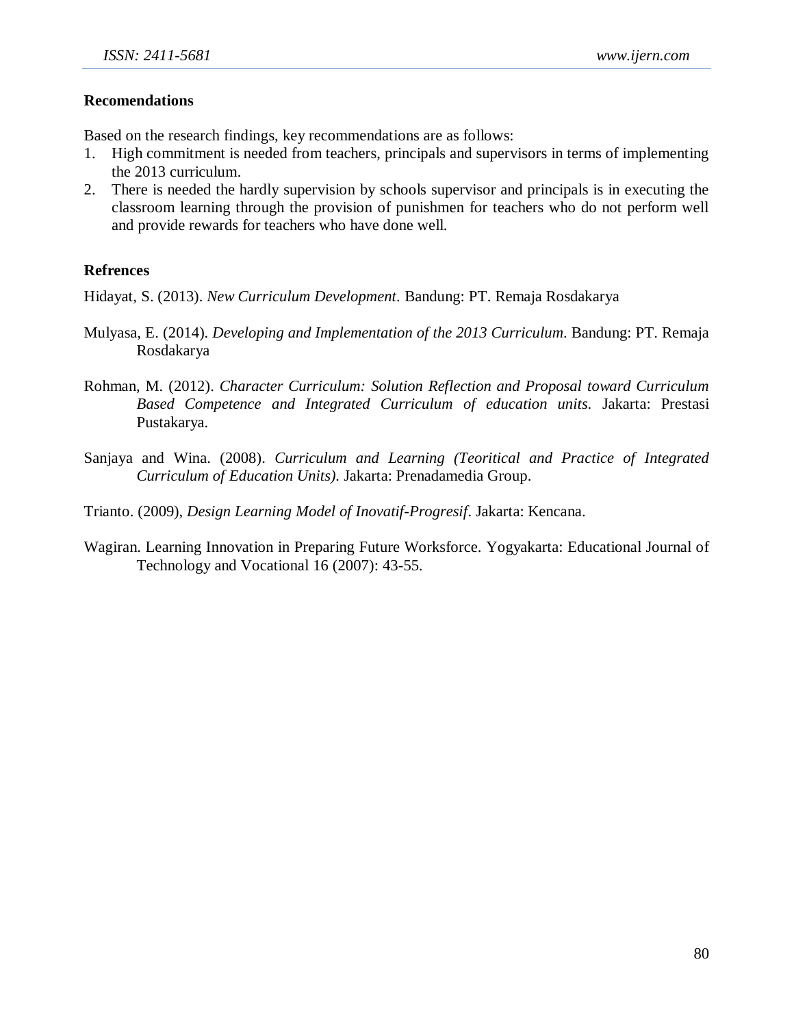## Recomendations

Based on the research findings, key recommendations are as follows:

1. High commitment is needed from teachers, principals and supervisors in terms of implementing the 2013 curriculum.
2. There is needed the hardly supervision by schools supervisor and principals is in executing the classroom learning through the provision of punishmen for teachers who do not perform well and provide rewards for teachers who have done well.

## Refrences

Hidayat, S. (2013). *New Curriculum Development*. Bandung: PT. Remaja Rosdakarya

Mulyasa, E. (2014). *Developing and Implementation of the 2013 Curriculum*. Bandung: PT. Remaja Rosdakarya

Rohman, M. (2012). *Character Curriculum: Solution Reflection and Proposal toward Curriculum Based Competence and Integrated Curriculum of education units.* Jakarta: Prestasi Pustakarya.

Sanjaya and Wina. (2008). *Curriculum and Learning (Teoritical and Practice of Integrated Curriculum of Education Units)*. Jakarta: Prenadamedia Group.

Trianto. (2009), *Design Learning Model of Inovatif-Progresif*. Jakarta: Kencana.

Wagiran. Learning Innovation in Preparing Future Worksforce. Yogyakarta: Educational Journal of Technology and Vocational 16 (2007): 43-55.